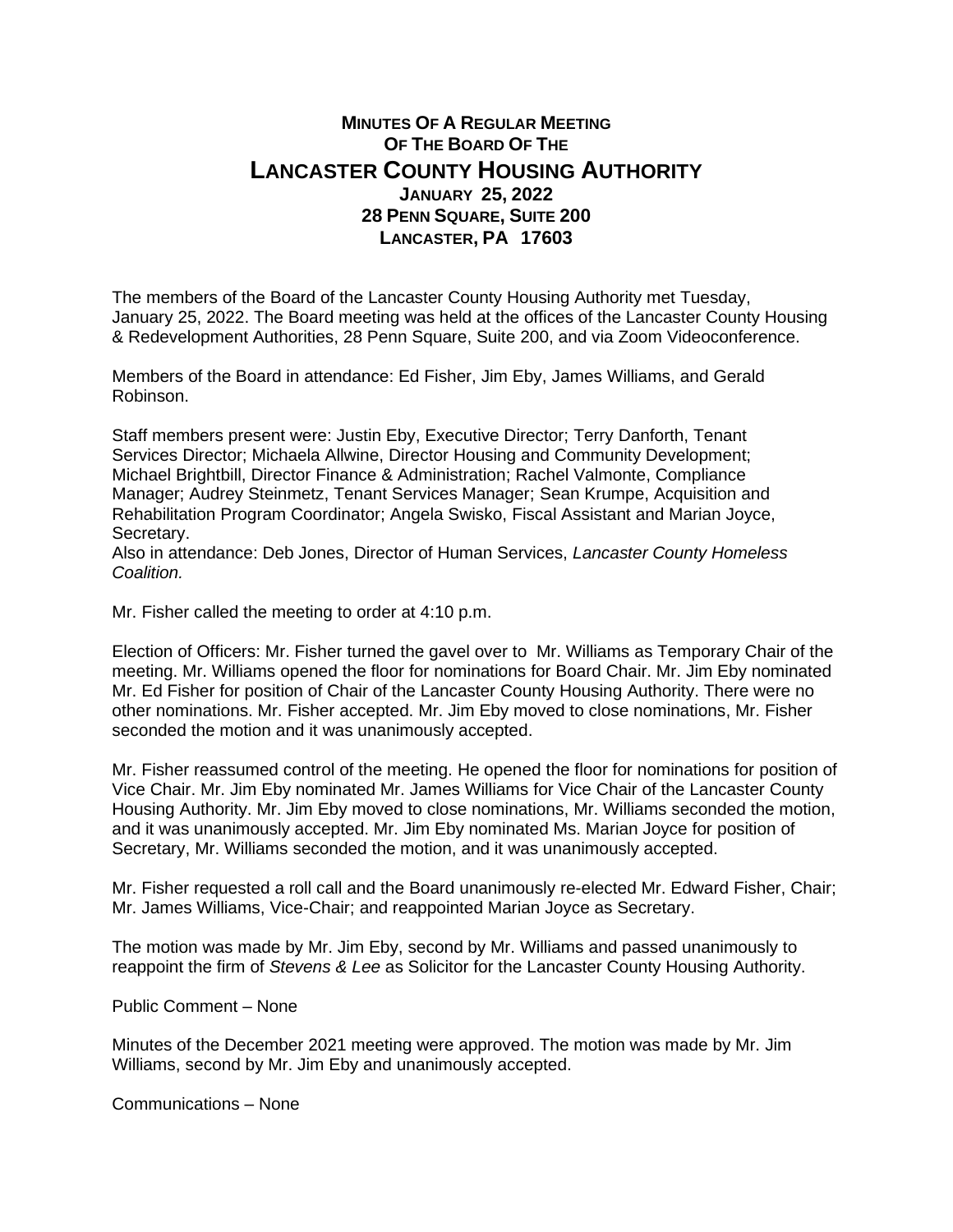# MINUTES OF A REGULAR MEETING
## OF THE BOARD OF THE
# LANCASTER COUNTY HOUSING AUTHORITY
### JANUARY 25, 2022
### 28 PENN SQUARE, SUITE 200
### LANCASTER, PA 17603

The members of the Board of the Lancaster County Housing Authority met Tuesday, January 25, 2022. The Board meeting was held at the offices of the Lancaster County Housing & Redevelopment Authorities, 28 Penn Square, Suite 200, and via Zoom Videoconference.

Members of the Board in attendance: Ed Fisher, Jim Eby, James Williams, and Gerald Robinson.

Staff members present were: Justin Eby, Executive Director; Terry Danforth, Tenant Services Director; Michaela Allwine, Director Housing and Community Development; Michael Brightbill, Director Finance & Administration; Rachel Valmonte, Compliance Manager; Audrey Steinmetz, Tenant Services Manager; Sean Krumpe, Acquisition and Rehabilitation Program Coordinator; Angela Swisko, Fiscal Assistant and Marian Joyce, Secretary.
Also in attendance: Deb Jones, Director of Human Services, *Lancaster County Homeless Coalition.*

Mr. Fisher called the meeting to order at 4:10 p.m.

Election of Officers: Mr. Fisher turned the gavel over to Mr. Williams as Temporary Chair of the meeting. Mr. Williams opened the floor for nominations for Board Chair. Mr. Jim Eby nominated Mr. Ed Fisher for position of Chair of the Lancaster County Housing Authority. There were no other nominations. Mr. Fisher accepted. Mr. Jim Eby moved to close nominations, Mr. Fisher seconded the motion and it was unanimously accepted.

Mr. Fisher reassumed control of the meeting. He opened the floor for nominations for position of Vice Chair. Mr. Jim Eby nominated Mr. James Williams for Vice Chair of the Lancaster County Housing Authority. Mr. Jim Eby moved to close nominations, Mr. Williams seconded the motion, and it was unanimously accepted. Mr. Jim Eby nominated Ms. Marian Joyce for position of Secretary, Mr. Williams seconded the motion, and it was unanimously accepted.

Mr. Fisher requested a roll call and the Board unanimously re-elected Mr. Edward Fisher, Chair; Mr. James Williams, Vice-Chair; and reappointed Marian Joyce as Secretary.

The motion was made by Mr. Jim Eby, second by Mr. Williams and passed unanimously to reappoint the firm of *Stevens & Lee* as Solicitor for the Lancaster County Housing Authority.

Public Comment – None

Minutes of the December 2021 meeting were approved. The motion was made by Mr. Jim Williams, second by Mr. Jim Eby and unanimously accepted.

Communications – None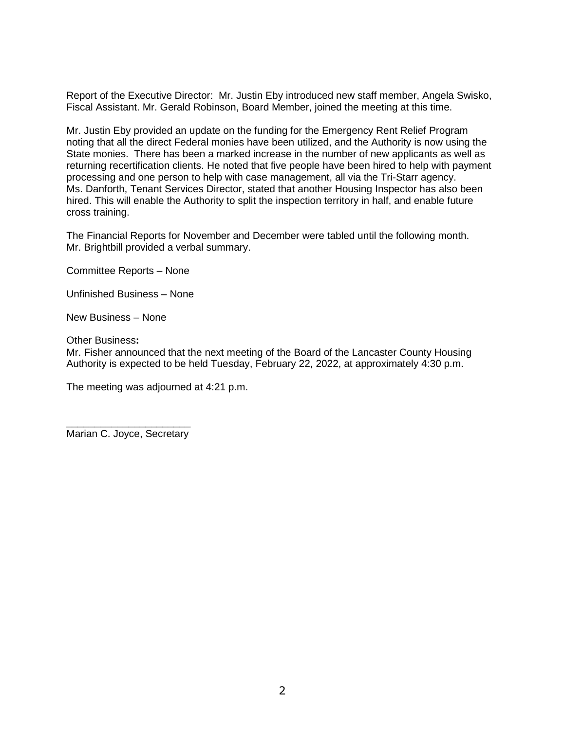Report of the Executive Director: Mr. Justin Eby introduced new staff member, Angela Swisko, Fiscal Assistant. Mr. Gerald Robinson, Board Member, joined the meeting at this time.

Mr. Justin Eby provided an update on the funding for the Emergency Rent Relief Program noting that all the direct Federal monies have been utilized, and the Authority is now using the State monies. There has been a marked increase in the number of new applicants as well as returning recertification clients. He noted that five people have been hired to help with payment processing and one person to help with case management, all via the Tri-Starr agency. Ms. Danforth, Tenant Services Director, stated that another Housing Inspector has also been hired. This will enable the Authority to split the inspection territory in half, and enable future cross training.

The Financial Reports for November and December were tabled until the following month. Mr. Brightbill provided a verbal summary.

Committee Reports – None

Unfinished Business – None

New Business – None

Other Business**:**
Mr. Fisher announced that the next meeting of the Board of the Lancaster County Housing Authority is expected to be held Tuesday, February 22, 2022, at approximately 4:30 p.m.

The meeting was adjourned at 4:21 p.m.

______________________
Marian C. Joyce, Secretary